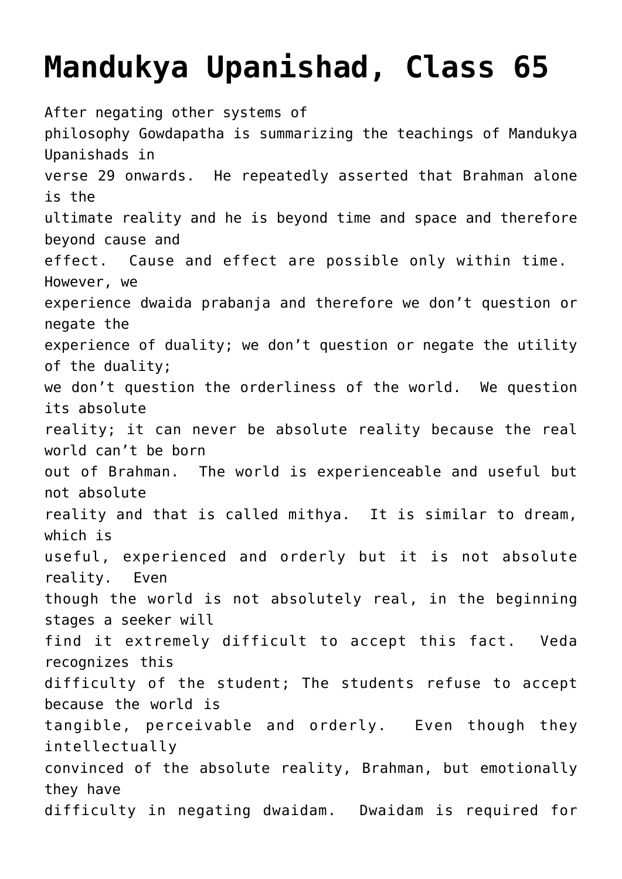# Mandukya Upanishad, Class 65

After negating other systems of philosophy Gowdapatha is summarizing the teachings of Mandukya Upanishads in verse 29 onwards. He repeatedly asserted that Brahman alone is the ultimate reality and he is beyond time and space and therefore beyond cause and effect. Cause and effect are possible only within time. However, we experience dwaida prabanja and therefore we don't question or negate the experience of duality; we don't question or negate the utility of the duality; we don't question the orderliness of the world. We question its absolute reality; it can never be absolute reality because the real world can't be born out of Brahman. The world is experienceable and useful but not absolute reality and that is called mithya. It is similar to dream, which is useful, experienced and orderly but it is not absolute reality. Even though the world is not absolutely real, in the beginning stages a seeker will find it extremely difficult to accept this fact. Veda recognizes this difficulty of the student; The students refuse to accept because the world is tangible, perceivable and orderly. Even though they intellectually convinced of the absolute reality, Brahman, but emotionally they have difficulty in negating dwaidam. Dwaidam is required for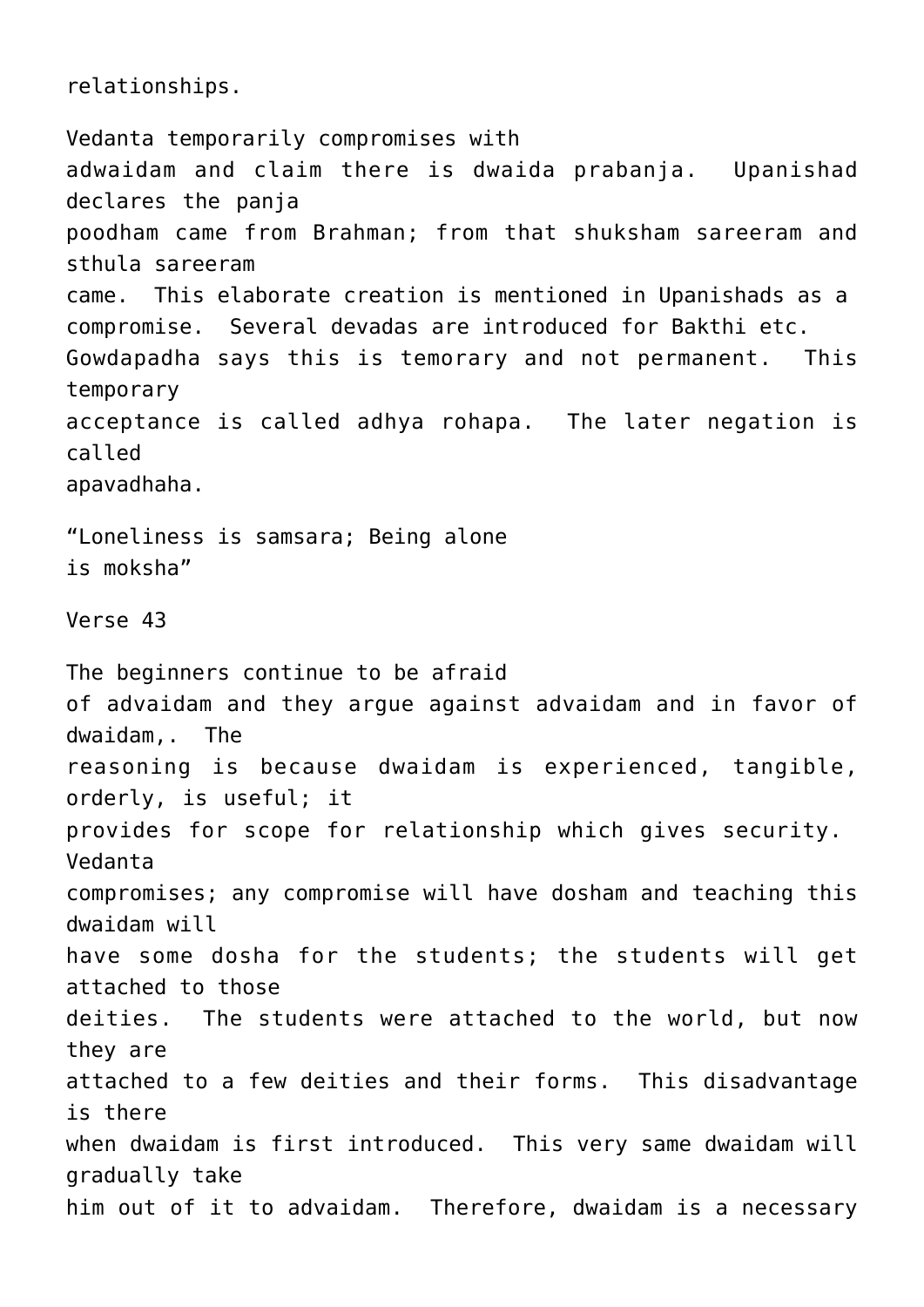relationships.

Vedanta temporarily compromises with adwaidam and claim there is dwaida prabanja. Upanishad declares the panja poodham came from Brahman; from that shuksham sareeram and sthula sareeram came. This elaborate creation is mentioned in Upanishads as a compromise. Several devadas are introduced for Bakthi etc. Gowdapadha says this is temorary and not permanent. This temporary acceptance is called adhya rohapa. The later negation is called apavadhaha.

"Loneliness is samsara; Being alone is moksha"

Verse 43

The beginners continue to be afraid of advaidam and they argue against advaidam and in favor of dwaidam,. The reasoning is because dwaidam is experienced, tangible, orderly, is useful; it provides for scope for relationship which gives security. Vedanta compromises; any compromise will have dosham and teaching this dwaidam will have some dosha for the students; the students will get attached to those deities. The students were attached to the world, but now they are attached to a few deities and their forms. This disadvantage is there when dwaidam is first introduced. This very same dwaidam will gradually take him out of it to advaidam. Therefore, dwaidam is a necessary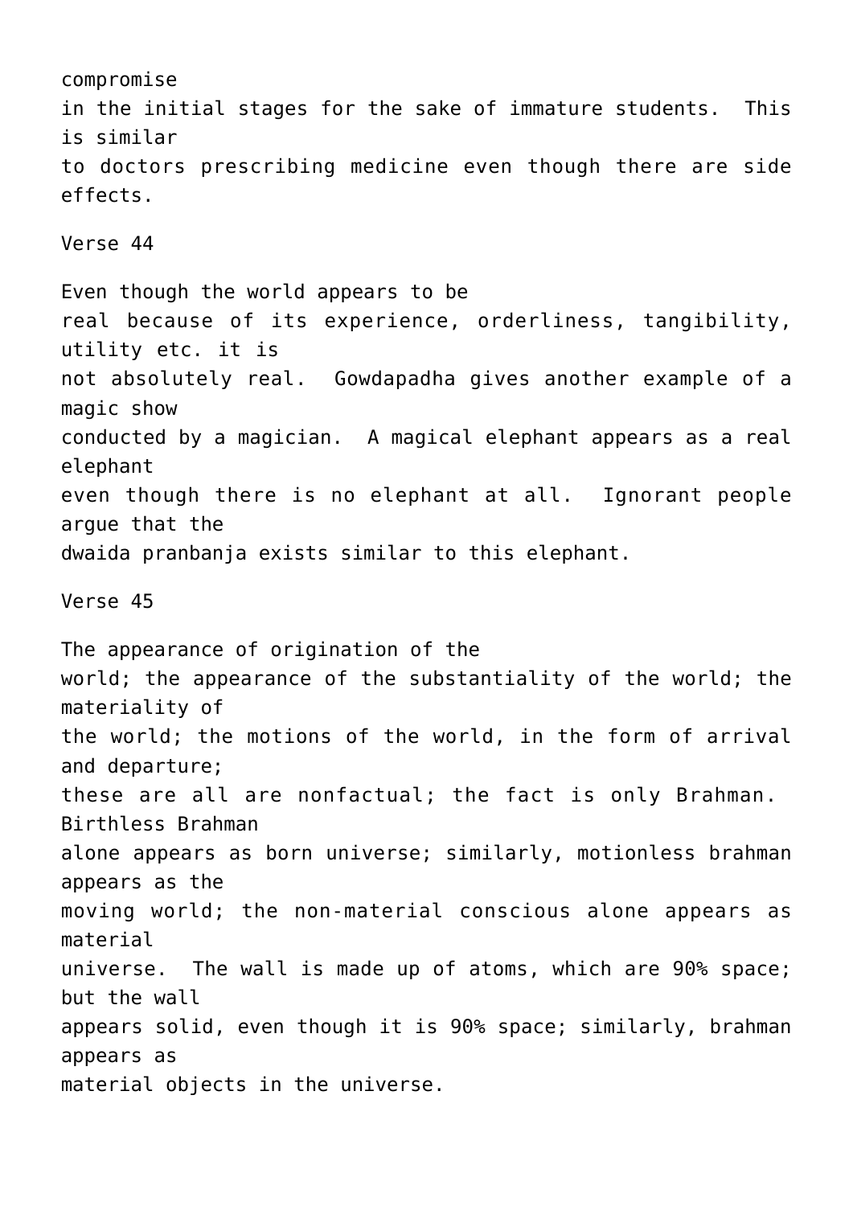compromise in the initial stages for the sake of immature students. This is similar to doctors prescribing medicine even though there are side effects.

Verse 44

Even though the world appears to be real because of its experience, orderliness, tangibility, utility etc. it is not absolutely real. Gowdapadha gives another example of a magic show conducted by a magician. A magical elephant appears as a real elephant even though there is no elephant at all. Ignorant people argue that the dwaida pranbanja exists similar to this elephant.

Verse 45

The appearance of origination of the world; the appearance of the substantiality of the world; the materiality of the world; the motions of the world, in the form of arrival and departure; these are all are nonfactual; the fact is only Brahman. Birthless Brahman alone appears as born universe; similarly, motionless brahman appears as the moving world; the non-material conscious alone appears as material universe. The wall is made up of atoms, which are 90% space; but the wall appears solid, even though it is 90% space; similarly, brahman appears as material objects in the universe.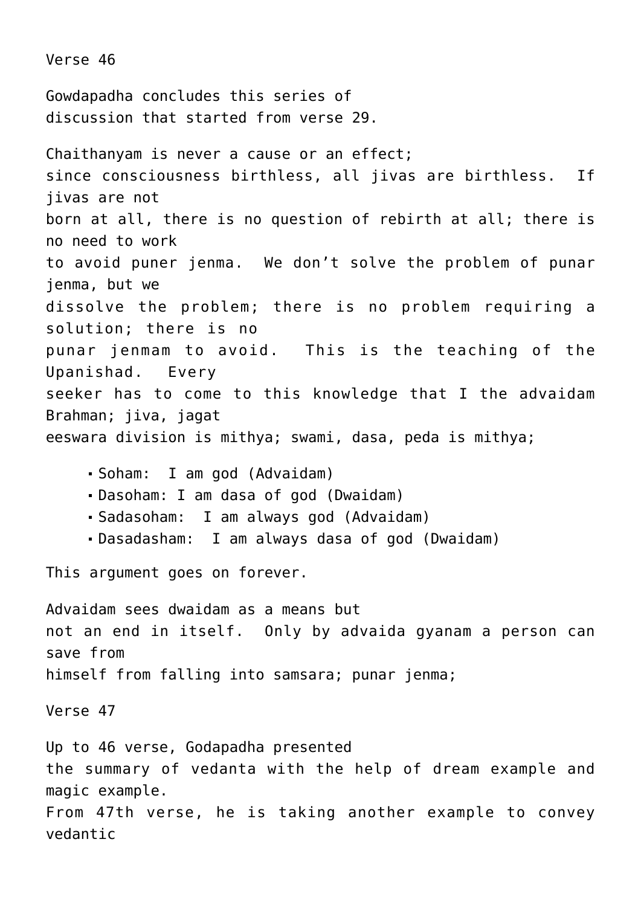Verse 46

Gowdapadha concludes this series of discussion that started from verse 29.

Chaithanyam is never a cause or an effect; since consciousness birthless, all jivas are birthless. If jivas are not born at all, there is no question of rebirth at all; there is no need to work to avoid puner jenma. We don't solve the problem of punar jenma, but we dissolve the problem; there is no problem requiring a solution; there is no punar jenmam to avoid. This is the teaching of the Upanishad. Every seeker has to come to this knowledge that I the advaidam Brahman; jiva, jagat eeswara division is mithya; swami, dasa, peda is mithya;

- Soham: I am god (Advaidam)
- Dasoham: I am dasa of god (Dwaidam)
- Sadasoham: I am always god (Advaidam)
- Dasadasham: I am always dasa of god (Dwaidam)

This argument goes on forever.

Advaidam sees dwaidam as a means but not an end in itself. Only by advaida gyanam a person can save from himself from falling into samsara; punar jenma;

Verse 47

Up to 46 verse, Godapadha presented the summary of vedanta with the help of dream example and magic example. From 47th verse, he is taking another example to convey vedantic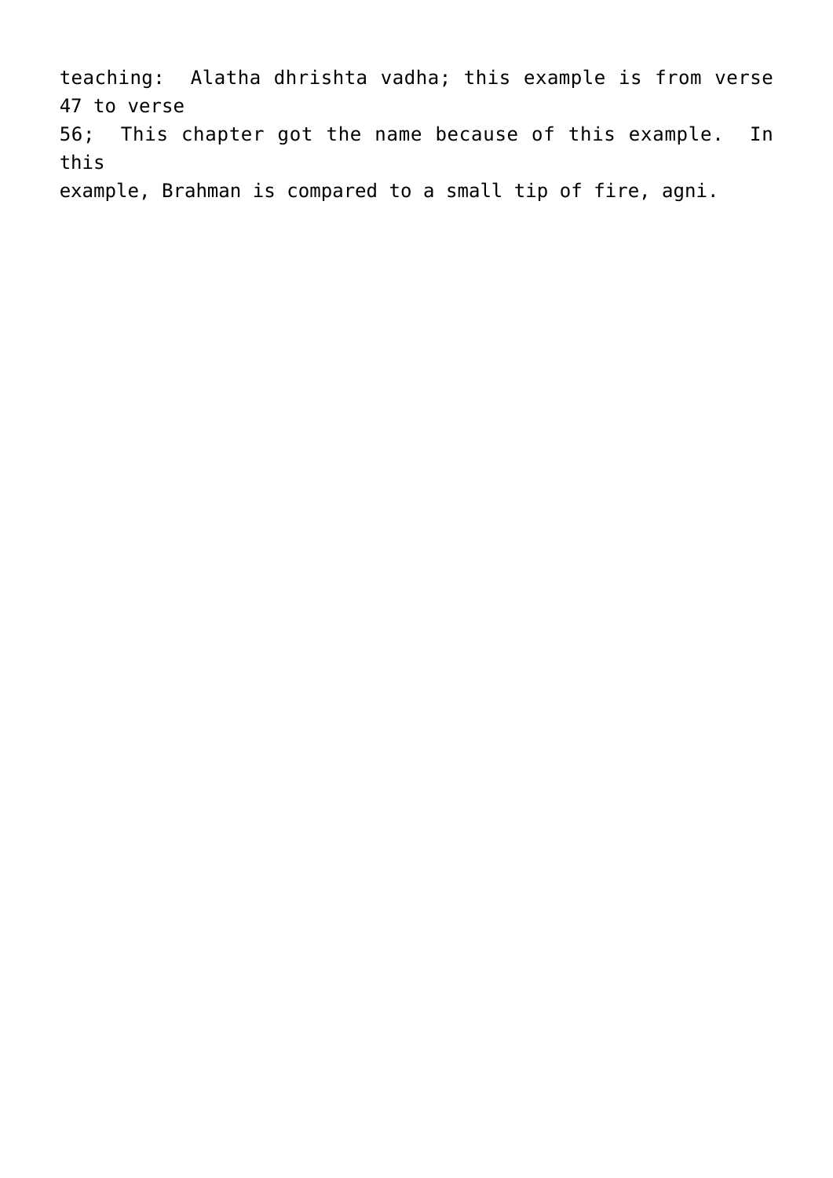teaching: Alatha dhrishta vadha; this example is from verse 47 to verse 56; This chapter got the name because of this example. In this example, Brahman is compared to a small tip of fire, agni.